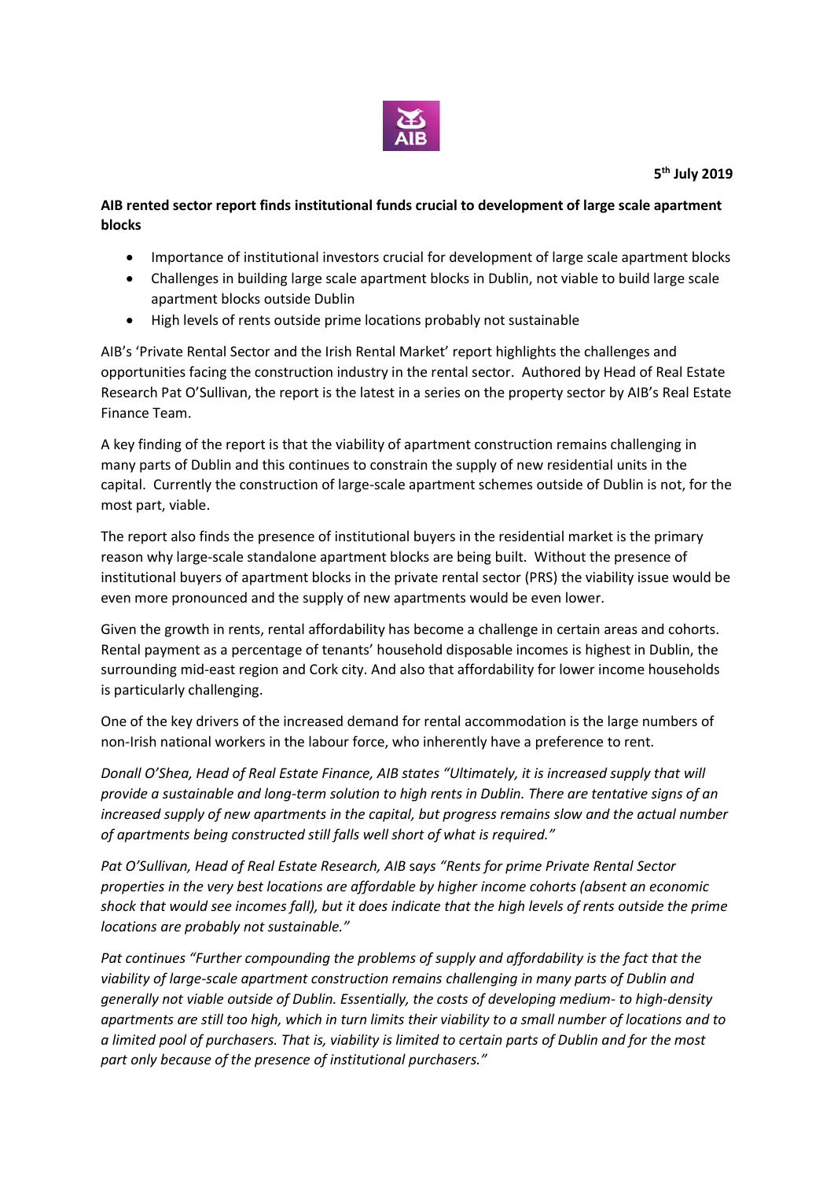**5th July 2019**

**AIB rented sector report finds institutional funds crucial to development of large scale apartment blocks**

- Importance of institutional investors crucial for development of large scale apartment blocks
- Challenges in building large scale apartment blocks in Dublin, not viable to build large scale apartment blocks outside Dublin
- High levels of rents outside prime locations probably not sustainable

AIB's 'Private Rental Sector and the Irish Rental Market' report highlights the challenges and opportunities facing the construction industry in the rental sector. Authored by Head of Real Estate Research Pat O'Sullivan, the report is the latest in a series on the property sector by AIB's Real Estate Finance Team.

A key finding of the report is that the viability of apartment construction remains challenging in many parts of Dublin and this continues to constrain the supply of new residential units in the capital. Currently the construction of large-scale apartment schemes outside of Dublin is not, for the most part, viable.

The report also finds the presence of institutional buyers in the residential market is the primary reason why large-scale standalone apartment blocks are being built. Without the presence of institutional buyers of apartment blocks in the private rental sector (PRS) the viability issue would be even more pronounced and the supply of new apartments would be even lower.

Given the growth in rents, rental affordability has become a challenge in certain areas and cohorts. Rental payment as a percentage of tenants' household disposable incomes is highest in Dublin, the surrounding mid-east region and Cork city. And also that affordability for lower income households is particularly challenging.

One of the key drivers of the increased demand for rental accommodation is the large numbers of non-Irish national workers in the labour force, who inherently have a preference to rent.

*Donall O'Shea, Head of Real Estate Finance, AIB states "Ultimately, it is increased supply that will provide a sustainable and long-term solution to high rents in Dublin. There are tentative signs of an increased supply of new apartments in the capital, but progress remains slow and the actual number of apartments being constructed still falls well short of what is required."*

*Pat O'Sullivan, Head of Real Estate Research, AIB says "Rents for prime Private Rental Sector properties in the very best locations are affordable by higher income cohorts (absent an economic shock that would see incomes fall), but it does indicate that the high levels of rents outside the prime locations are probably not sustainable."*

*Pat continues "Further compounding the problems of supply and affordability is the fact that the viability of large-scale apartment construction remains challenging in many parts of Dublin and generally not viable outside of Dublin. Essentially, the costs of developing medium- to high-density apartments are still too high, which in turn limits their viability to a small number of locations and to a limited pool of purchasers. That is, viability is limited to certain parts of Dublin and for the most part only because of the presence of institutional purchasers."*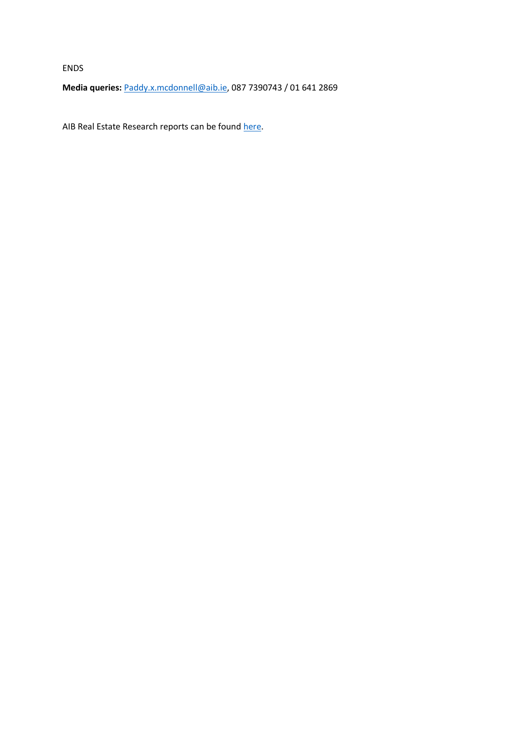ENDS

**Media queries:** Paddy.x.mcdonnell@aib.ie, 087 7390743 / 01 641 2869

AIB Real Estate Research reports can be found here.